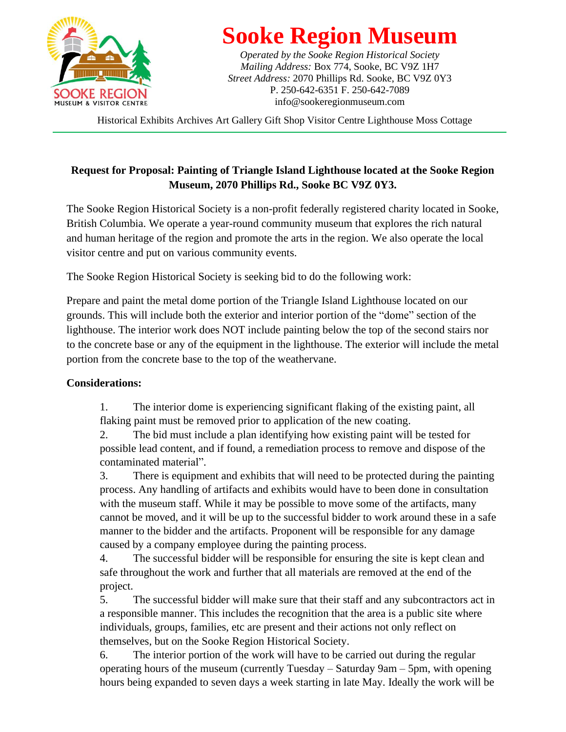# Sooke Region Museum

*Operated by the Sooke Region Historical Society*
*Mailing Address:* Box 774, Sooke, BC V9Z 1H7
*Street Address:* 2070 Phillips Rd. Sooke, BC V9Z 0Y3
P. 250-642-6351 F. 250-642-7089
info@sookeregionmuseum.com

Historical Exhibits Archives Art Gallery Gift Shop Visitor Centre Lighthouse Moss Cottage

**Request for Proposal: Painting of Triangle Island Lighthouse located at the Sooke Region Museum, 2070 Phillips Rd., Sooke BC V9Z 0Y3.**

The Sooke Region Historical Society is a non-profit federally registered charity located in Sooke, British Columbia. We operate a year-round community museum that explores the rich natural and human heritage of the region and promote the arts in the region. We also operate the local visitor centre and put on various community events.

The Sooke Region Historical Society is seeking bid to do the following work:

Prepare and paint the metal dome portion of the Triangle Island Lighthouse located on our grounds. This will include both the exterior and interior portion of the "dome" section of the lighthouse. The interior work does NOT include painting below the top of the second stairs nor to the concrete base or any of the equipment in the lighthouse. The exterior will include the metal portion from the concrete base to the top of the weathervane.

**Considerations:**

1. The interior dome is experiencing significant flaking of the existing paint, all flaking paint must be removed prior to application of the new coating.
2. The bid must include a plan identifying how existing paint will be tested for possible lead content, and if found, a remediation process to remove and dispose of the contaminated material".
3. There is equipment and exhibits that will need to be protected during the painting process. Any handling of artifacts and exhibits would have to been done in consultation with the museum staff. While it may be possible to move some of the artifacts, many cannot be moved, and it will be up to the successful bidder to work around these in a safe manner to the bidder and the artifacts. Proponent will be responsible for any damage caused by a company employee during the painting process.
4. The successful bidder will be responsible for ensuring the site is kept clean and safe throughout the work and further that all materials are removed at the end of the project.
5. The successful bidder will make sure that their staff and any subcontractors act in a responsible manner. This includes the recognition that the area is a public site where individuals, groups, families, etc are present and their actions not only reflect on themselves, but on the Sooke Region Historical Society.
6. The interior portion of the work will have to be carried out during the regular operating hours of the museum (currently Tuesday – Saturday 9am – 5pm, with opening hours being expanded to seven days a week starting in late May. Ideally the work will be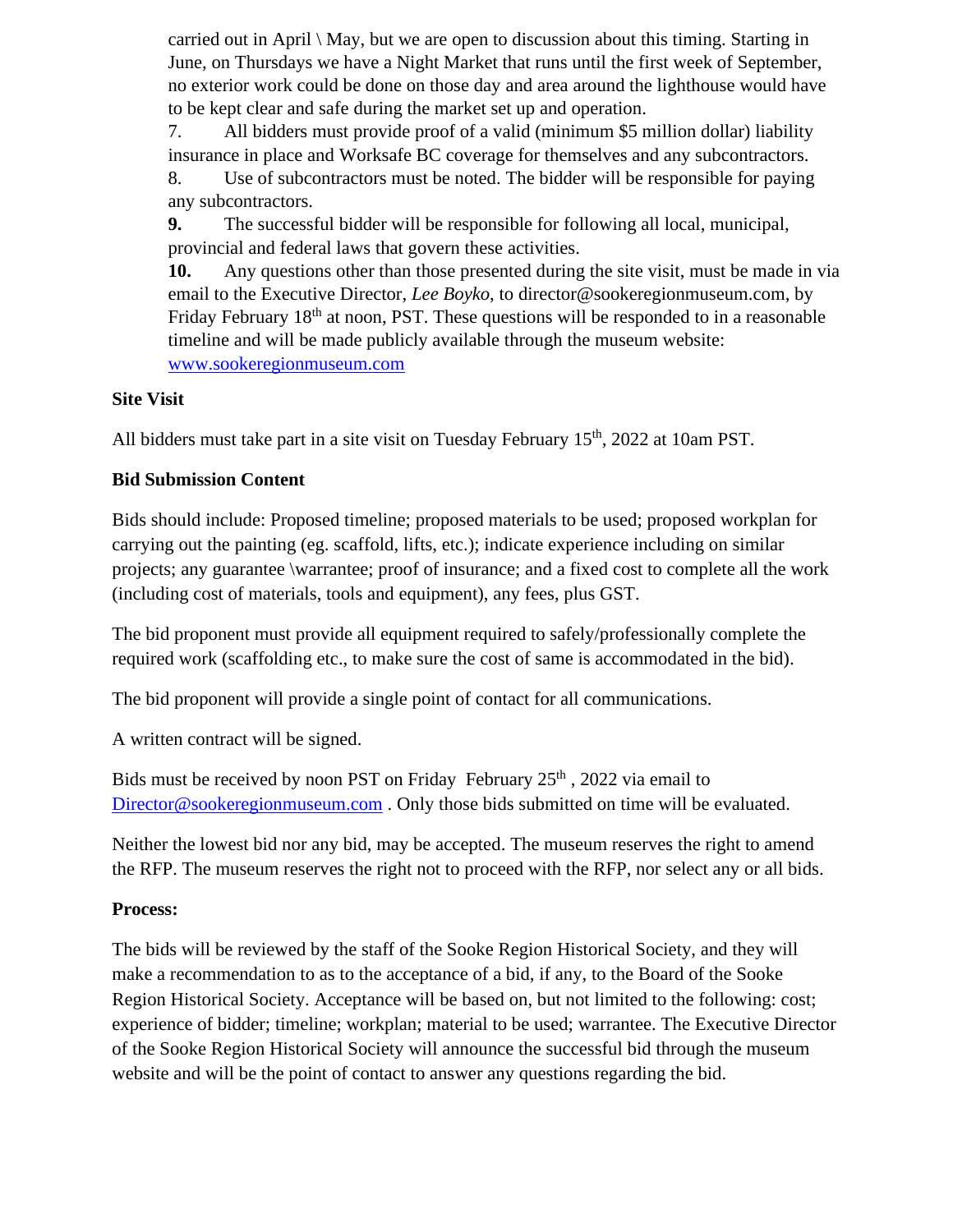carried out in April \ May, but we are open to discussion about this timing. Starting in June, on Thursdays we have a Night Market that runs until the first week of September, no exterior work could be done on those day and area around the lighthouse would have to be kept clear and safe during the market set up and operation.

7. All bidders must provide proof of a valid (minimum $5 million dollar) liability insurance in place and Worksafe BC coverage for themselves and any subcontractors.

8. Use of subcontractors must be noted. The bidder will be responsible for paying any subcontractors.

**9.** The successful bidder will be responsible for following all local, municipal, provincial and federal laws that govern these activities.

**10.** Any questions other than those presented during the site visit, must be made in via email to the Executive Director, *Lee Boyko*, to director@sookeregionmuseum.com, by Friday February 18th at noon, PST. These questions will be responded to in a reasonable timeline and will be made publicly available through the museum website: [www.sookeregionmuseum.com](http://www.sookeregionmuseum.com)

**Site Visit**

All bidders must take part in a site visit on Tuesday February 15th, 2022 at 10am PST.

**Bid Submission Content**

Bids should include: Proposed timeline; proposed materials to be used; proposed workplan for carrying out the painting (eg. scaffold, lifts, etc.); indicate experience including on similar projects; any guarantee \warrantee; proof of insurance; and a fixed cost to complete all the work (including cost of materials, tools and equipment), any fees, plus GST.

The bid proponent must provide all equipment required to safely/professionally complete the required work (scaffolding etc., to make sure the cost of same is accommodated in the bid).

The bid proponent will provide a single point of contact for all communications.

A written contract will be signed.

Bids must be received by noon PST on Friday February 25th , 2022 via email to [Director@sookeregionmuseum.com](mailto:Director@sookeregionmuseum.com) . Only those bids submitted on time will be evaluated.

Neither the lowest bid nor any bid, may be accepted. The museum reserves the right to amend the RFP. The museum reserves the right not to proceed with the RFP, nor select any or all bids.

**Process:**

The bids will be reviewed by the staff of the Sooke Region Historical Society, and they will make a recommendation to as to the acceptance of a bid, if any, to the Board of the Sooke Region Historical Society. Acceptance will be based on, but not limited to the following: cost; experience of bidder; timeline; workplan; material to be used; warrantee. The Executive Director of the Sooke Region Historical Society will announce the successful bid through the museum website and will be the point of contact to answer any questions regarding the bid.